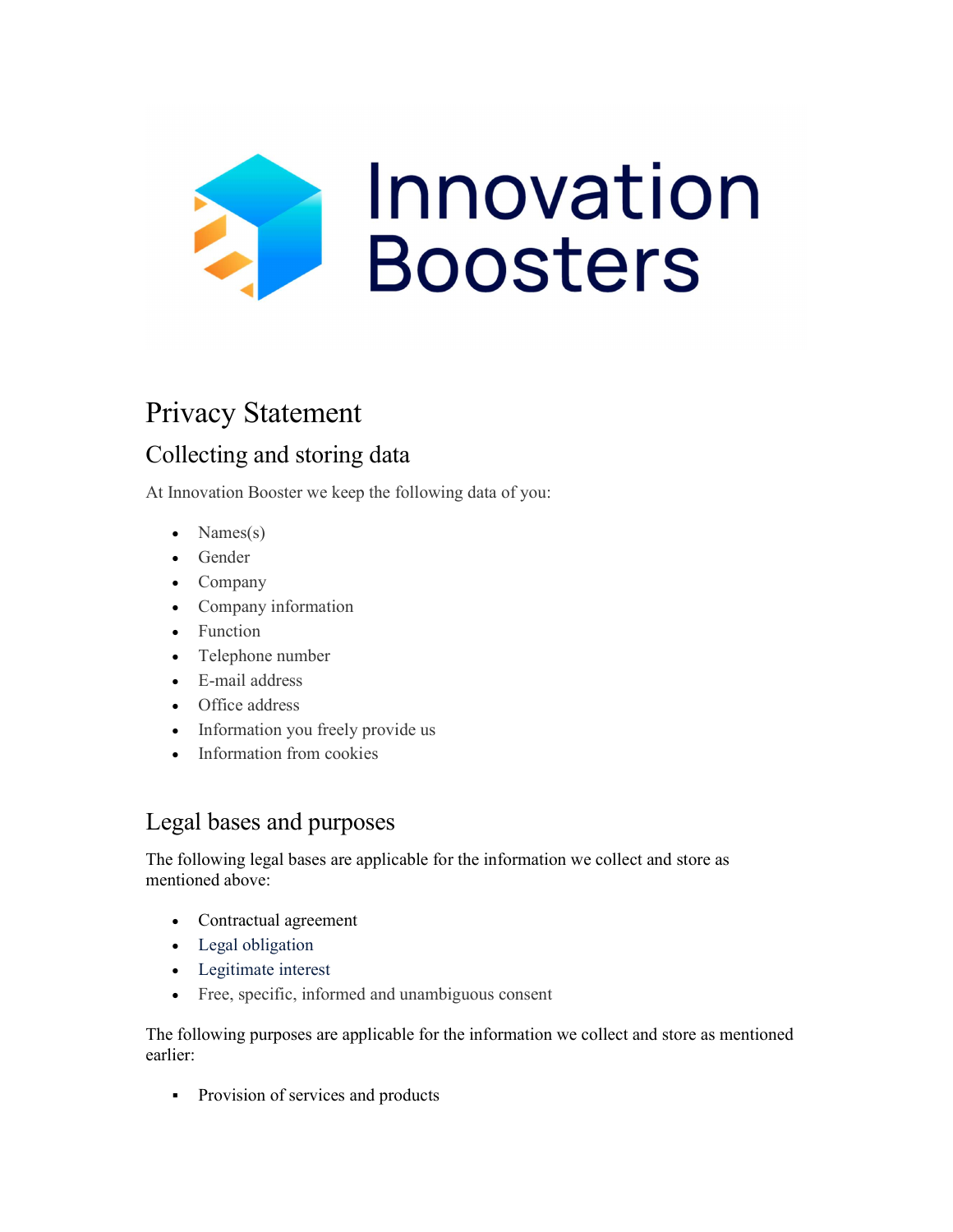# Privacy Statement

## Collecting and storing data

At Innovation Booster we keep the following data of you:

- Names(s)
- Gender
- Company
- Company information
- Function
- Telephone number
- E-mail address
- Office address
- Information you freely provide us
- Information from cookies

## Legal bases and purposes

The following legal bases are applicable for the information we collect and store as mentioned above:

- Contractual agreement
- Legal obligation
- Legitimate interest
- Free, specific, informed and unambiguous consent

The following purposes are applicable for the information we collect and store as mentioned earlier:

- Provision of services and products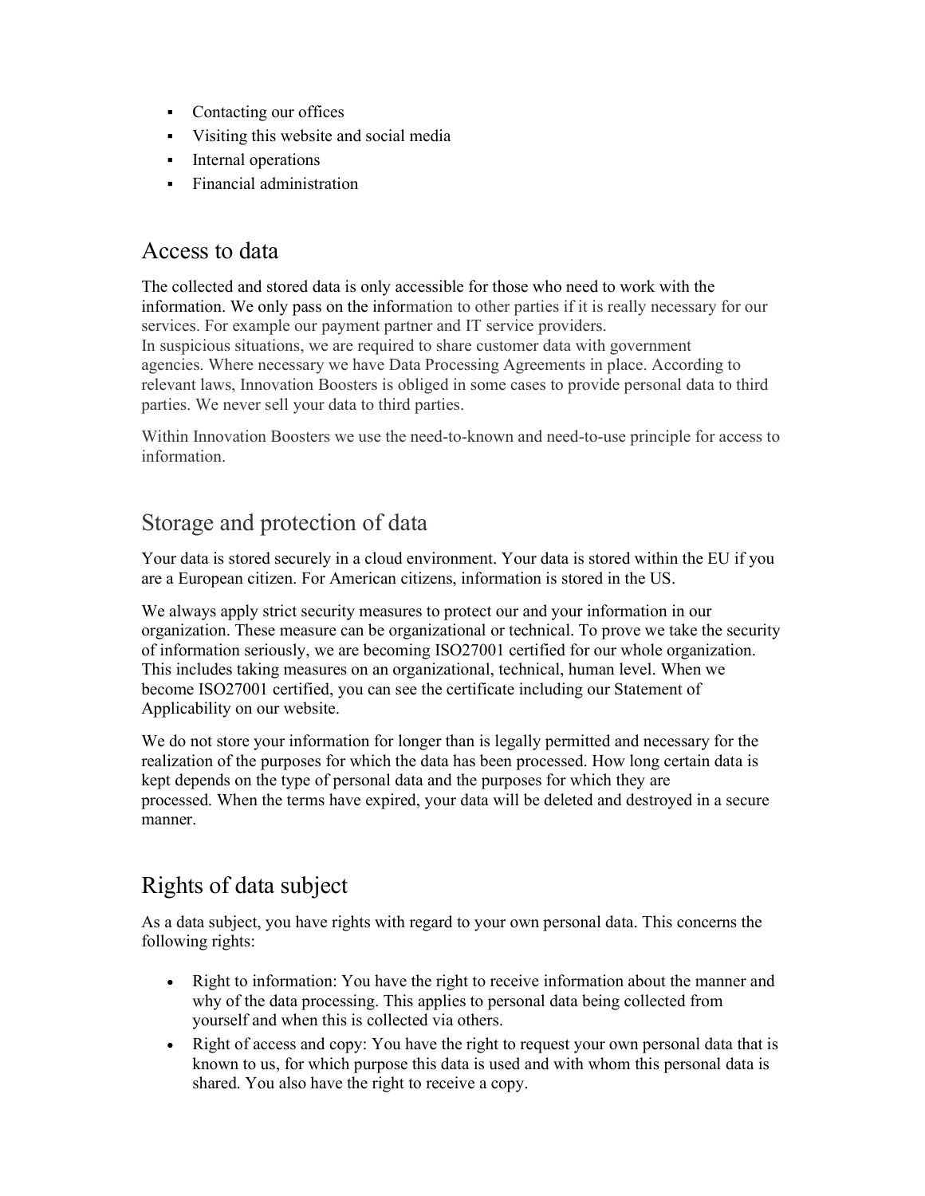- Contacting our offices
- Visiting this website and social media
- Internal operations
- Financial administration

## Access to data

The collected and stored data is only accessible for those who need to work with the information. We only pass on the information to other parties if it is really necessary for our services. For example our payment partner and IT service providers.
In suspicious situations, we are required to share customer data with government agencies. Where necessary we have Data Processing Agreements in place. According to relevant laws, Innovation Boosters is obliged in some cases to provide personal data to third parties. We never sell your data to third parties.

Within Innovation Boosters we use the need-to-known and need-to-use principle for access to information.

## Storage and protection of data

Your data is stored securely in a cloud environment. Your data is stored within the EU if you are a European citizen. For American citizens, information is stored in the US.

We always apply strict security measures to protect our and your information in our organization. These measure can be organizational or technical. To prove we take the security of information seriously, we are becoming ISO27001 certified for our whole organization. This includes taking measures on an organizational, technical, human level. When we become ISO27001 certified, you can see the certificate including our Statement of Applicability on our website.

We do not store your information for longer than is legally permitted and necessary for the realization of the purposes for which the data has been processed. How long certain data is kept depends on the type of personal data and the purposes for which they are processed. When the terms have expired, your data will be deleted and destroyed in a secure manner.

## Rights of data subject

As a data subject, you have rights with regard to your own personal data. This concerns the following rights:

- Right to information: You have the right to receive information about the manner and why of the data processing. This applies to personal data being collected from yourself and when this is collected via others.
- Right of access and copy: You have the right to request your own personal data that is known to us, for which purpose this data is used and with whom this personal data is shared. You also have the right to receive a copy.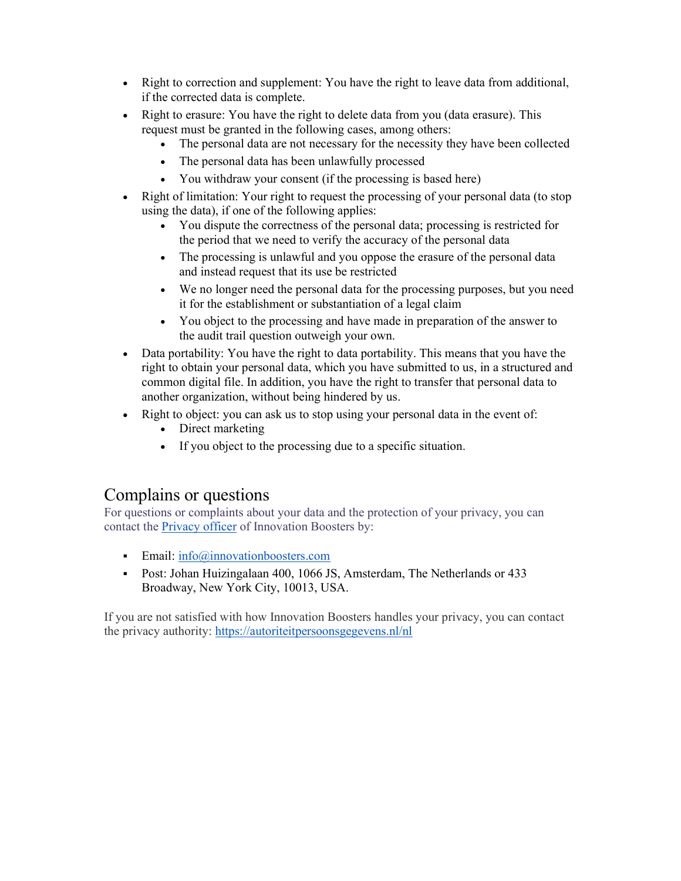- Right to correction and supplement: You have the right to leave data from additional, if the corrected data is complete.
- Right to erasure: You have the right to delete data from you (data erasure). This request must be granted in the following cases, among others:
    - The personal data are not necessary for the necessity they have been collected
    - The personal data has been unlawfully processed
    - You withdraw your consent (if the processing is based here)
- Right of limitation: Your right to request the processing of your personal data (to stop using the data), if one of the following applies:
    - You dispute the correctness of the personal data; processing is restricted for the period that we need to verify the accuracy of the personal data
    - The processing is unlawful and you oppose the erasure of the personal data and instead request that its use be restricted
    - We no longer need the personal data for the processing purposes, but you need it for the establishment or substantiation of a legal claim
    - You object to the processing and have made in preparation of the answer to the audit trail question outweigh your own.
- Data portability: You have the right to data portability. This means that you have the right to obtain your personal data, which you have submitted to us, in a structured and common digital file. In addition, you have the right to transfer that personal data to another organization, without being hindered by us.
- Right to object: you can ask us to stop using your personal data in the event of:
    - Direct marketing
    - If you object to the processing due to a specific situation.

## Complains or questions

For questions or complaints about your data and the protection of your privacy, you can contact the Privacy officer of Innovation Boosters by:

- Email: info@innovationboosters.com
- Post: Johan Huizingalaan 400, 1066 JS, Amsterdam, The Netherlands or 433 Broadway, New York City, 10013, USA.

If you are not satisfied with how Innovation Boosters handles your privacy, you can contact the privacy authority: https://autoriteitpersoonsgegevens.nl/nl